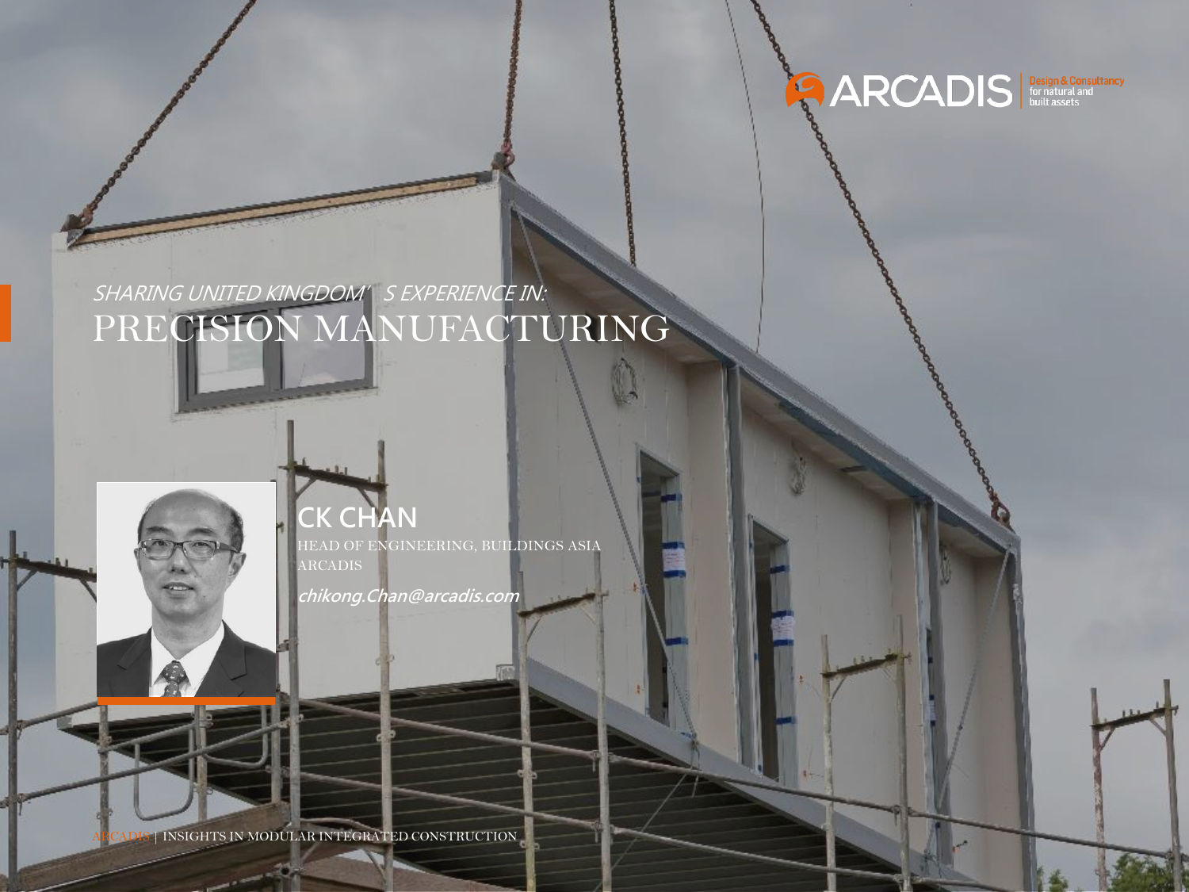*SHARING UNITED KINGDOM'S EXPERIENCE IN:*

# PRECISION MANUFACTURING

## CK CHAN

HEAD OF ENGINEERING, BUILDINGS ASIA
ARCADIS

*chikong.Chan@arcadis.com*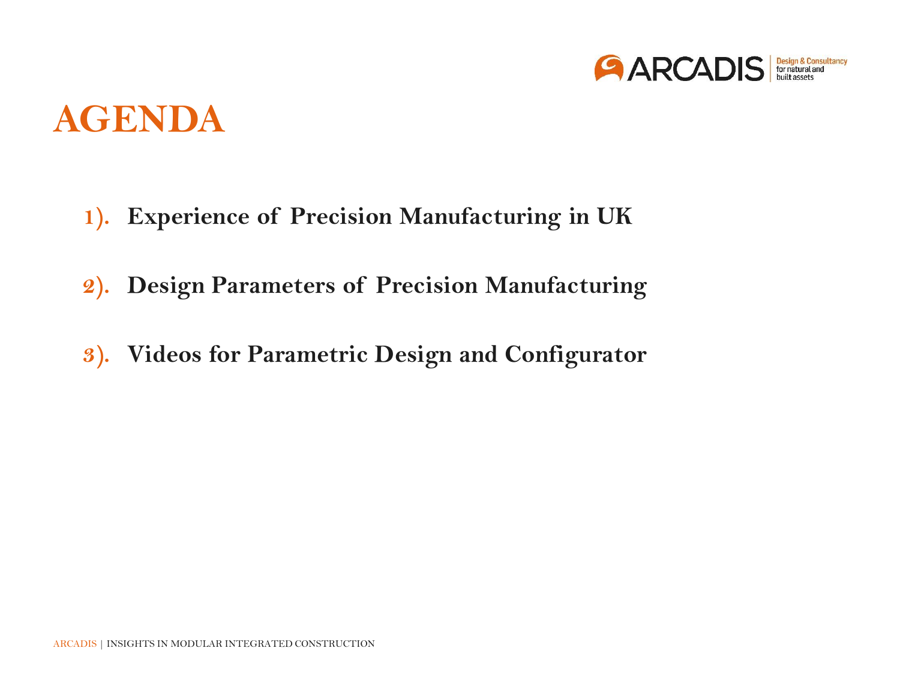# AGENDA

1). **Experience of Precision Manufacturing in UK**

2). **Design Parameters of Precision Manufacturing**

3). **Videos for Parametric Design and Configurator**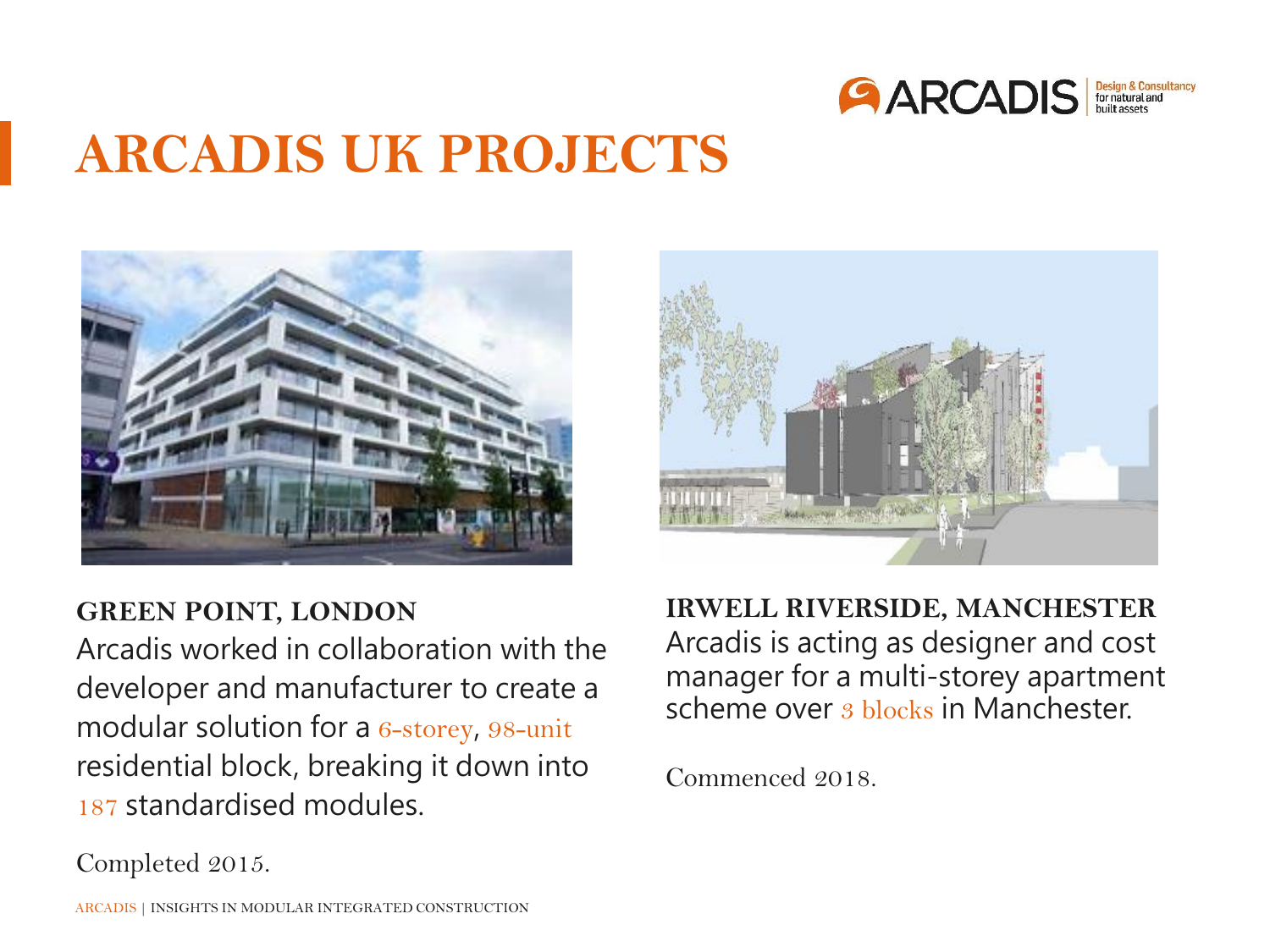# ARCADIS UK PROJECTS

**GREEN POINT, LONDON**
Arcadis worked in collaboration with the developer and manufacturer to create a modular solution for a 6-storey, 98-unit residential block, breaking it down into 187 standardised modules.

Completed 2015.

**IRWELL RIVERSIDE, MANCHESTER**
Arcadis is acting as designer and cost manager for a multi-storey apartment scheme over 3 blocks in Manchester.

Commenced 2018.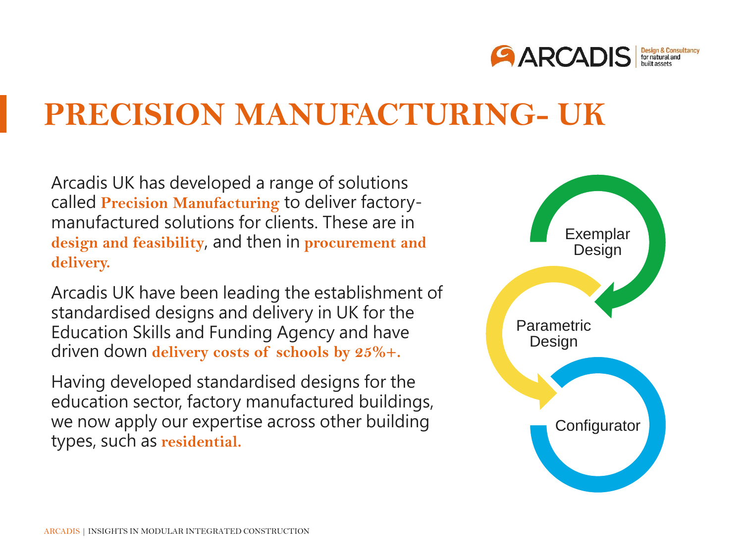# PRECISION MANUFACTURING- UK

Arcadis UK has developed a range of solutions called **Precision Manufacturing** to deliver factory-manufactured solutions for clients. These are in **design and feasibility**, and then in **procurement and delivery.**

Arcadis UK have been leading the establishment of standardised designs and delivery in UK for the Education Skills and Funding Agency and have driven down **delivery costs of schools by 25%+.**

Having developed standardised designs for the education sector, factory manufactured buildings, we now apply our expertise across other building types, such as **residential.**

Exemplar Design

Parametric Design

Configurator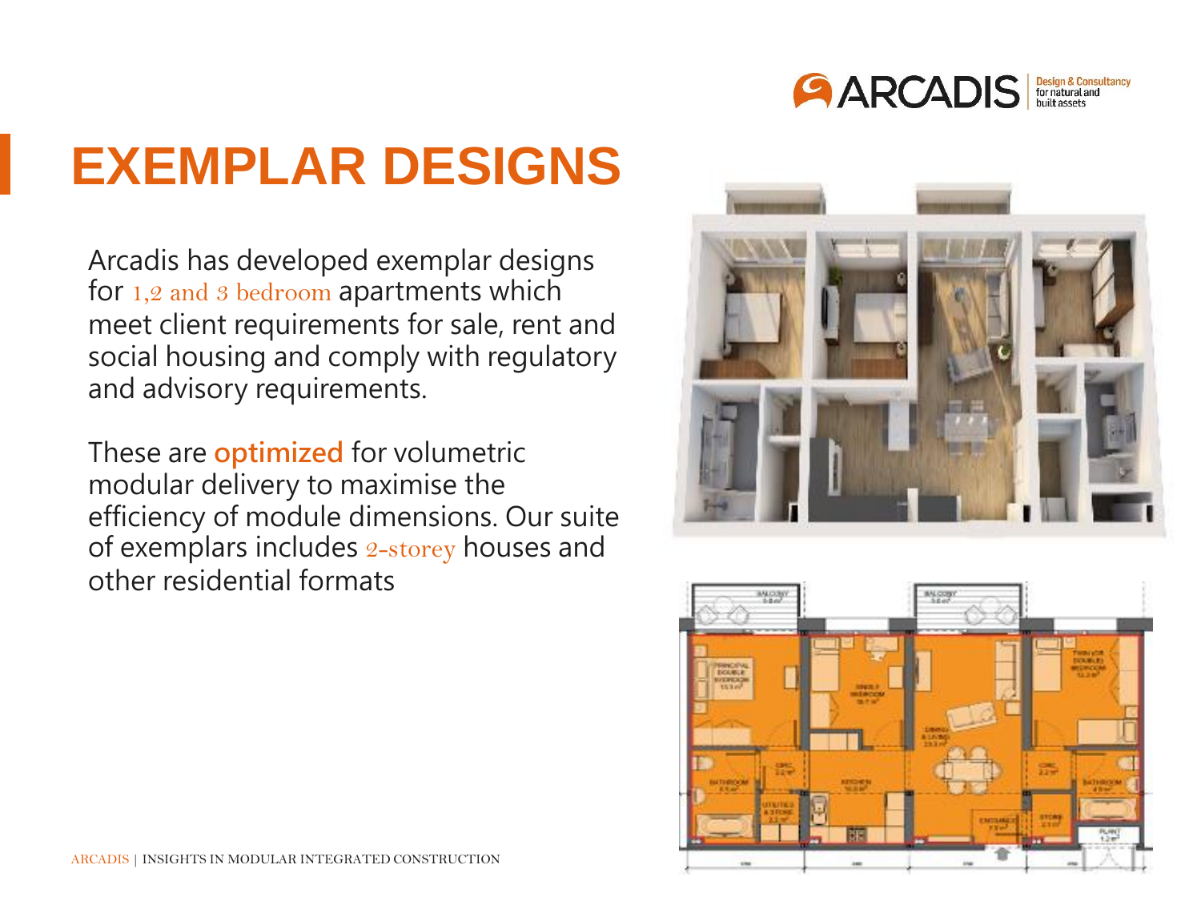# EXEMPLAR DESIGNS

Arcadis has developed exemplar designs for 1,2 and 3 bedroom apartments which meet client requirements for sale, rent and social housing and comply with regulatory and advisory requirements.

These are **optimized** for volumetric modular delivery to maximise the efficiency of module dimensions. Our suite of exemplars includes 2-storey houses and other residential formats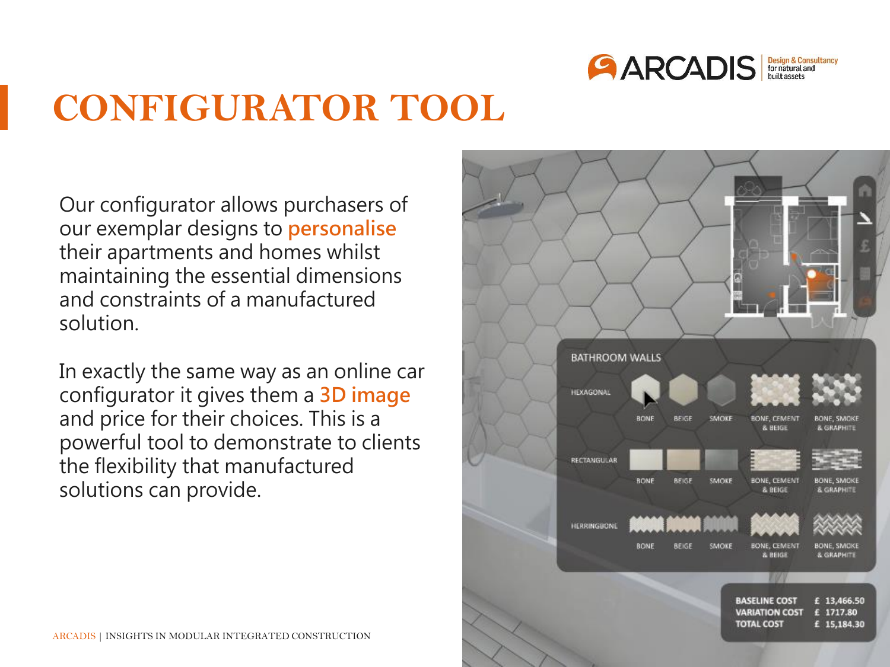# CONFIGURATOR TOOL

Our configurator allows purchasers of our exemplar designs to **personalise** their apartments and homes whilst maintaining the essential dimensions and constraints of a manufactured solution.

In exactly the same way as an online car configurator it gives them a **3D image** and price for their choices. This is a powerful tool to demonstrate to clients the flexibility that manufactured solutions can provide.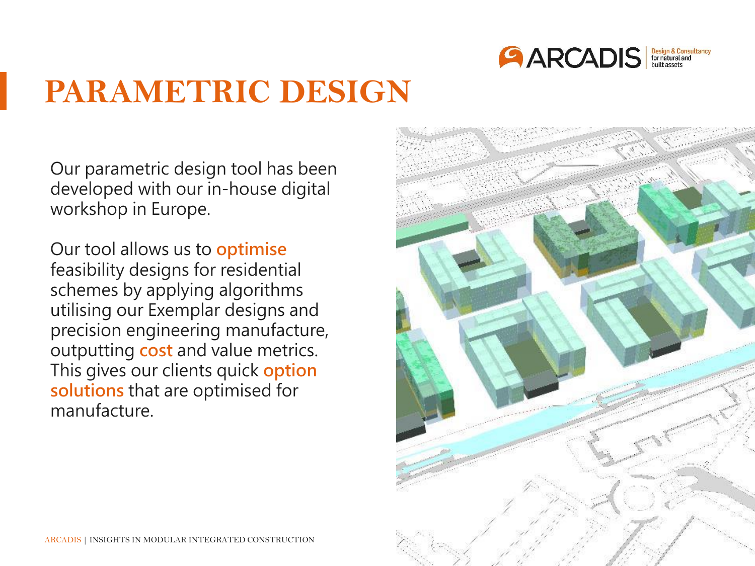# PARAMETRIC DESIGN

Our parametric design tool has been developed with our in-house digital workshop in Europe.

Our tool allows us to **optimise** feasibility designs for residential schemes by applying algorithms utilising our Exemplar designs and precision engineering manufacture, outputting **cost** and value metrics. This gives our clients quick **option solutions** that are optimised for manufacture.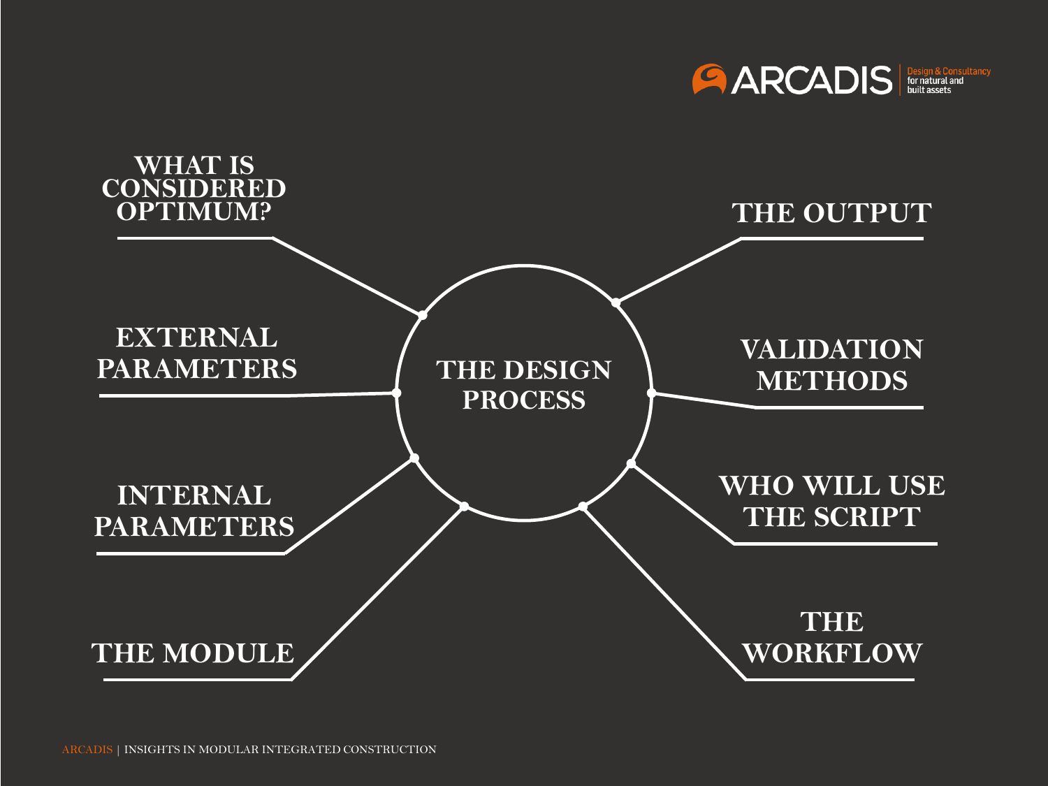# THE DESIGN PROCESS

- WHAT IS CONSIDERED OPTIMUM?
- EXTERNAL PARAMETERS
- INTERNAL PARAMETERS
- THE MODULE
- THE OUTPUT
- VALIDATION METHODS
- WHO WILL USE THE SCRIPT
- THE WORKFLOW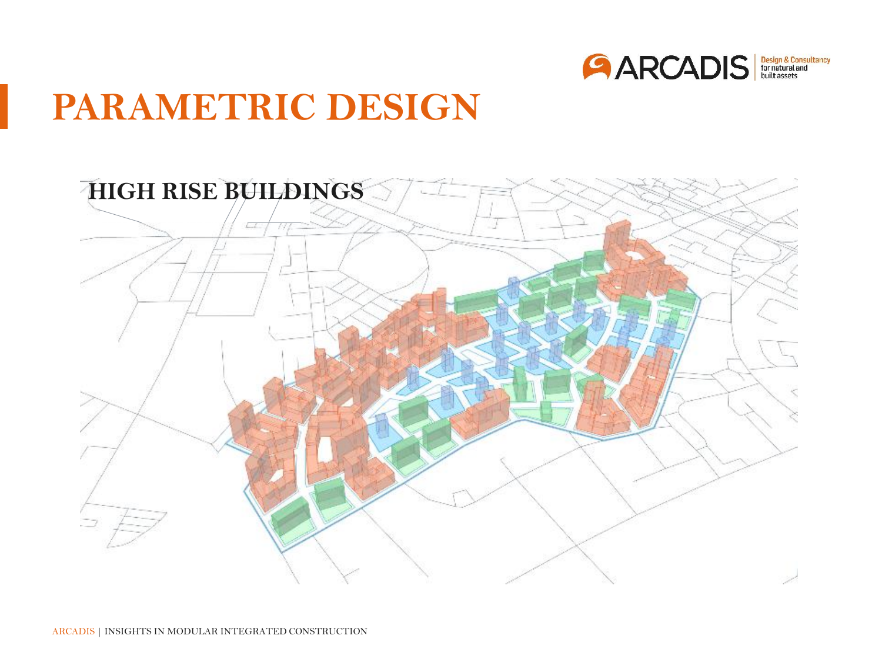# PARAMETRIC DESIGN

## HIGH RISE BUILDINGS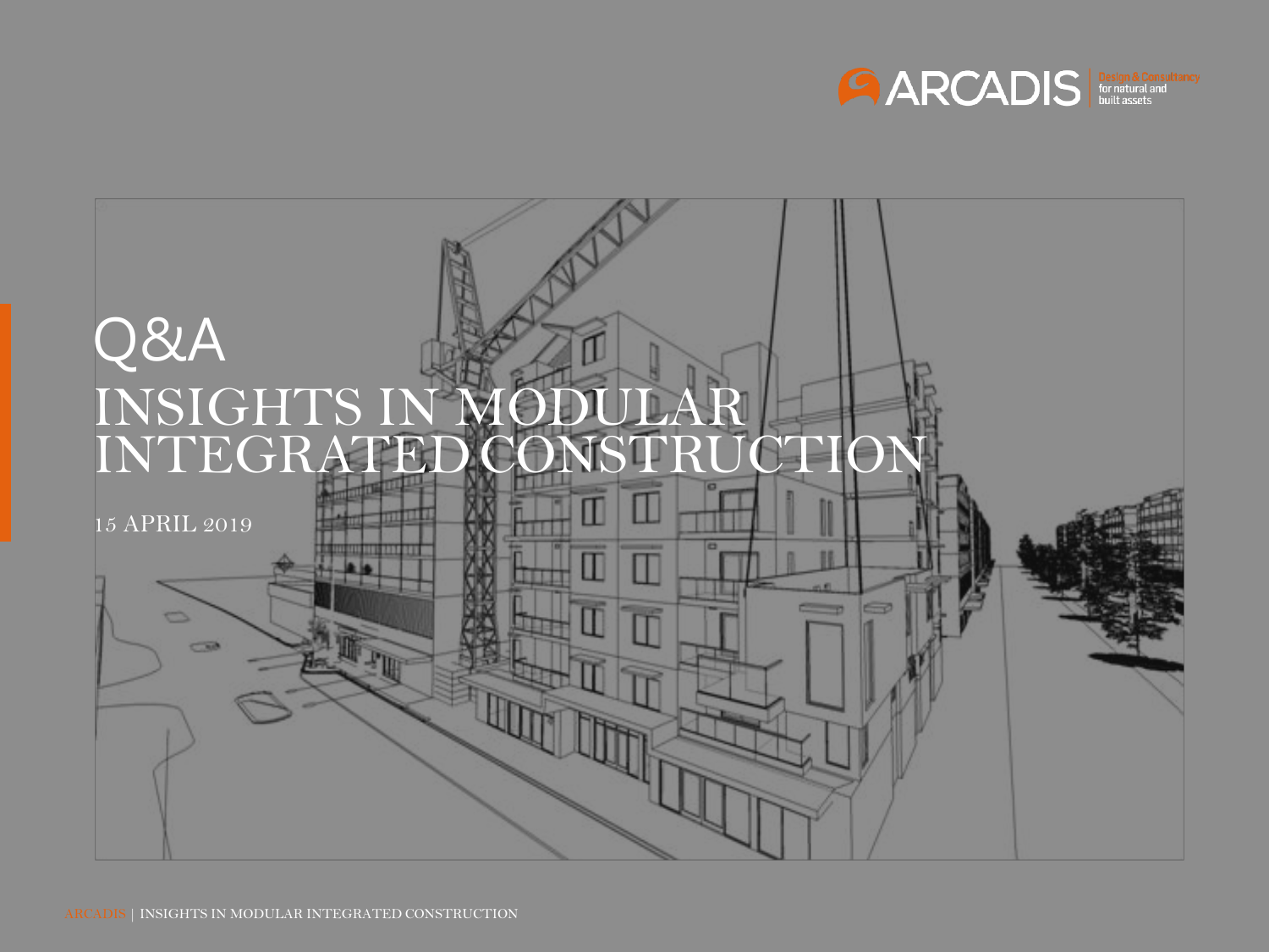# Q&A

## INSIGHTS IN MODULAR INTEGRATED CONSTRUCTION

15 APRIL 2019